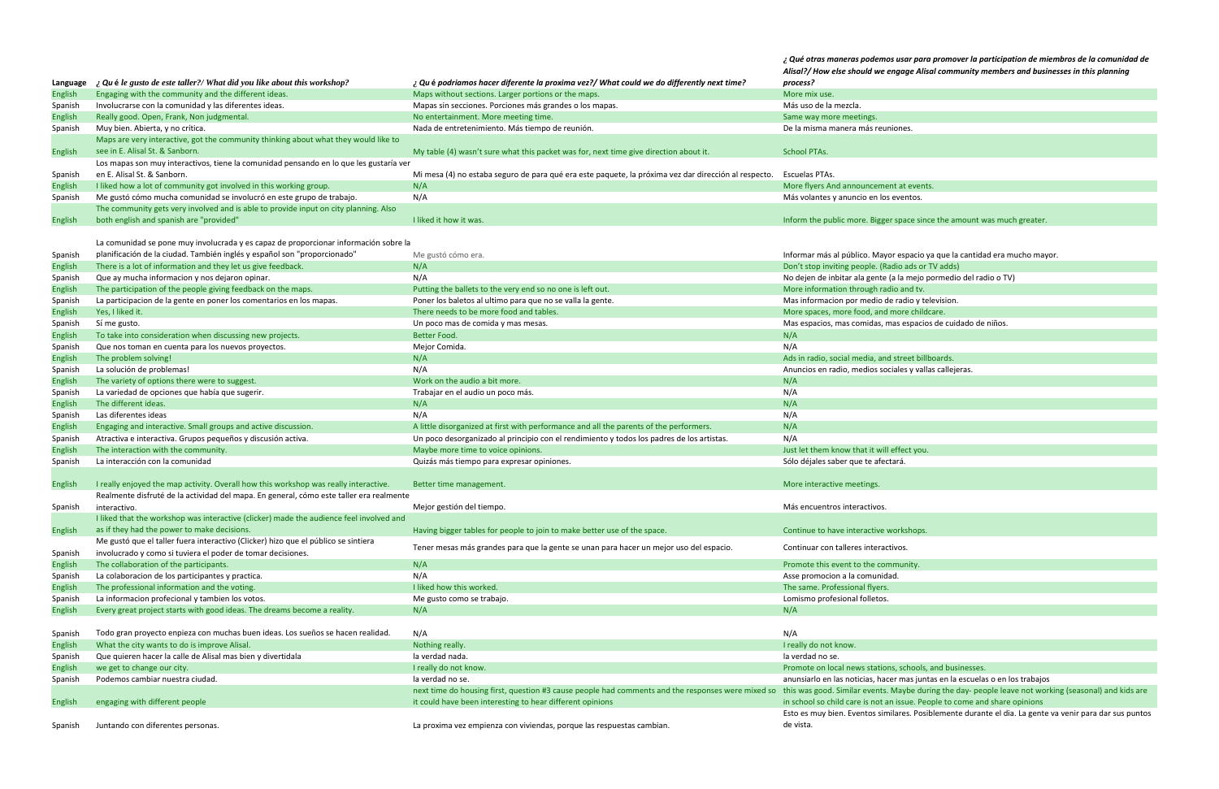| Language | ¿ Qué le gusto de este taller?/ What did you like about this workshop? | ¿ Qué podriamos hacer diferente la proxima vez?/ What could we do differently next time? | ¿ Qué otras maneras podemos usar para promover la participation de miembros de la comunidad de Alisal?/ How else should we engage Alisal community members and businesses in this planning process? |
|---|---|---|---|
| English | Engaging with the community and the different ideas. | Maps without sections. Larger portions or the maps. | More mix use. |
| Spanish | Involucrarse con la comunidad y las diferentes ideas. | Mapas sin secciones. Porciones más grandes o los mapas. | Más uso de la mezcla. |
| English | Really good. Open, Frank, Non judgmental. | No entertainment. More meeting time. | Same way more meetings. |
| Spanish | Muy bien. Abierta, y no crítica. | Nada de entretenimiento. Más tiempo de reunión. | De la misma manera más reuniones. |
| English | Maps are very interactive, got the community thinking about what they would like to see in E. Alisal St. & Sanborn. | My table (4) wasn't sure what this packet was for, next time give direction about it. | School PTAs. |
| Spanish | Los mapas son muy interactivos, tiene la comunidad pensando en lo que les gustaría ver en E. Alisal St. & Sanborn. | Mi mesa (4) no estaba seguro de para qué era este paquete, la próxima vez dar dirección al respecto. | Escuelas PTAs. |
| English | I liked how a lot of community got involved in this working group. | N/A | More flyers And announcement at events. |
| Spanish | Me gustó cómo mucha comunidad se involucró en este grupo de trabajo. | N/A | Más volantes y anuncio en los eventos. |
| English | The community gets very involved and is able to provide input on city planning. Also both english and spanish are "provided" | I liked it how it was. | Inform the public more. Bigger space since the amount was much greater. |
| Spanish | La comunidad se pone muy involucrada y es capaz de proporcionar información sobre la planificación de la ciudad. También inglés y español son "proporcionado" | Me gustó cómo era. | Informar más al público. Mayor espacio ya que la cantidad era mucho mayor. |
| English | There is a lot of information and they let us give feedback. | N/A | Don't stop inviting people. (Radio ads or TV adds) |
| Spanish | Que ay mucha informacion y nos dejaron opinar. | N/A | No dejen de inbitar ala gente (a la mejo pormedio del radio o TV) |
| English | The participation of the people giving feedback on the maps. | Putting the ballets to the very end so no one is left out. | More information through radio and tv. |
| Spanish | La participacion de la gente en poner los comentarios en los mapas. | Poner los baletos al ultimo para que no se valla la gente. | Mas informacion por medio de radio y television. |
| English | Yes, I liked it. | There needs to be more food and tables. | More spaces, more food, and more childcare. |
| Spanish | Sí me gusto. | Un poco mas de comida y mas mesas. | Mas espacios, mas comidas, mas espacios de cuidado de niños. |
| English | To take into consideration when discussing new projects. | Better Food. | N/A |
| Spanish | Que nos toman en cuenta para los nuevos proyectos. | Mejor Comida. | N/A |
| English | The problem solving! | N/A | Ads in radio, social media, and street billboards. |
| Spanish | La solución de problemas! | N/A | Anuncios en radio, medios sociales y vallas callejeras. |
| English | The variety of options there were to suggest. | Work on the audio a bit more. | N/A |
| Spanish | La variedad de opciones que había que sugerir. | Trabajar en el audio un poco más. | N/A |
| English | The different ideas. | N/A | N/A |
| Spanish | Las diferentes ideas | N/A | N/A |
| English | Engaging and interactive. Small groups and active discussion. | A little disorganized at first with performance and all the parents of the performers. | N/A |
| Spanish | Atractiva e interactiva. Grupos pequeños y discusión activa. | Un poco desorganizado al principio con el rendimiento y todos los padres de los artistas. | N/A |
| English | The interaction with the community. | Maybe more time to voice opinions. | Just let them know that it will effect you. |
| Spanish | La interacción con la comunidad | Quizás más tiempo para expresar opiniones. | Sólo déjales saber que te afectará. |
| English | I really enjoyed the map activity. Overall how this workshop was really interactive. | Better time management. | More interactive meetings. |
| Spanish | Realmente disfruté de la actividad del mapa. En general, cómo este taller era realmente interactivo. | Mejor gestión del tiempo. | Más encuentros interactivos. |
| English | I liked that the workshop was interactive (clicker) made the audience feel involved and as if they had the power to make decisions. | Having bigger tables for people to join to make better use of the space. | Continue to have interactive workshops. |
| Spanish | Me gustó que el taller fuera interactivo (Clicker) hizo que el público se sintiera involucrado y como si tuviera el poder de tomar decisiones. | Tener mesas más grandes para que la gente se unan para hacer un mejor uso del espacio. | Continuar con talleres interactivos. |
| English | The collaboration of the participants. | N/A | Promote this event to the community. |
| Spanish | La colaboracion de los participantes y practica. | N/A | Asse promocion a la comunidad. |
| English | The professional information and the voting. | I liked how this worked. | The same. Professional flyers. |
| Spanish | La informacion profecional y tambien los votos. | Me gusto como se trabajo. | Lomismo profesional folletos. |
| English | Every great project starts with good ideas. The dreams become a reality. | N/A | N/A |
| Spanish | Todo gran proyecto empieza con muchas buen ideas. Los sueños se hacen realidad. | N/A | N/A |
| English | What the city wants to do is improve Alisal. | Nothing really. | I really do not know. |
| Spanish | Que quieren hacer la calle de Alisal mas bien y divertidala | la verdad nada. | la verdad no se. |
| English | we get to change our city. | I really do not know. | Promote on local news stations, schools, and businesses. |
| Spanish | Podemos cambiar nuestra ciudad. | la verdad no se. | anunsiarlo en las noticias, hacer mas juntas en la escuelas o en los trabajos |
| English | engaging with different people | next time do housing first, question #3 cause people had comments and the responses were mixed so it could have been interesting to hear different opinions | this was good. Similar events. Maybe during the day- people leave not working (seasonal) and kids are in school so child care is not an issue. People to come and share opinions |
| Spanish | Juntando con diferentes personas. | La proxima vez empienza con viviendas, porque las respuestas cambian. | Esto es muy bien. Eventos similares. Posiblemente durante el dia. La gente va venir para dar sus puntos de vista. |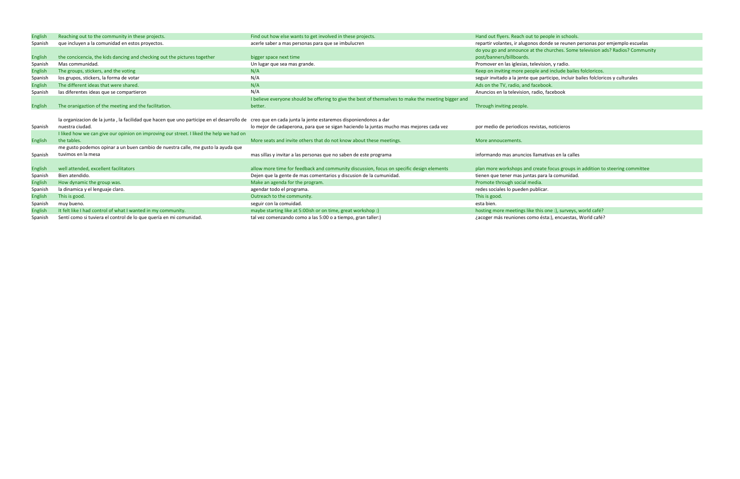| | | | |
|---|---|---|---|
| English | Reaching out to the community in these projects. | Find out how else wants to get involved in these projects. | Hand out flyers. Reach out to people in schools. |
| Spanish | que incluyen a la comunidad en estos proyectos. | acerle saber a mas personas para que se imbulucren | repartir volantes, ir alugonos donde se reunen personas por emjemplo escuelas |
| English | the concicencia, the kids dancing and checking out the pictures together | bigger space next time | do you go and announce at the churches. Some television ads? Radios? Community post/banners/billboards. |
| Spanish | Mas communidad. | Un lugar que sea mas grande. | Promover en las iglesias, television, y radio. |
| English | The groups, stickers, and the voting | N/A | Keep on inviting more people and include bailes folcloricos. |
| Spanish | los grupos, stickers, la forma de votar | N/A | seguir invitado a la jente que participo, incluir bailes folcloricos y culturales |
| English | The different ideas that were shared. | N/A | Ads on the TV, radio, and facebook. |
| Spanish | las diferentes ideas que se compartieron | N/A | Anuncios en la television, radio, facebook |
| English | The oranigaztion of the meeting and the facilitation. | I believe everyone should be offering to give the best of themselves to make the meeting bigger and better. | Through inviting people. |
| Spanish | la organizacion de la junta , la facilidad que hacen que uno participe en el desarrollo de nuestra ciudad. | creo que en cada junta la jente estaremos disponiendonos a dar lo mejor de cadaperona, para que se sigan haciendo la juntas mucho mas mejores cada vez | por medio de periodicos revistas, noticieros |
| English | I liked how we can give our opinion on improving our street. I liked the help we had on the tables. | More seats and invite others that do not know about these meetings. | More annoucements. |
| Spanish | me gusto podemos opinar a un buen cambio de nuestra calle, me gusto la ayuda que tuvimos en la mesa | mas sillas y invitar a las personas que no saben de este programa | informando mas anuncios llamativas en la calles |
| English | well attended, excellent facilitators | allow more time for feedback and community discussion, focus on specific design elements | plan more workshops and create focus groups in addition to steering committee |
| Spanish | Bien atendido. | Dejen que la gente de mas comentarios y discusion de la cumunidad. | tienen que tener mas juntas para la comunidad. |
| English | How dynamic the group was. | Make an agenda for the program. | Promote through social media. |
| Spanish | la dinamica y el lenguaje claro. | agendar todo el programa. | redes sociales lo pueden publicar. |
| English | This is good. | Outreach to the community. | This is good. |
| Spanish | muy bueno. | seguir con la comuidad. | esta bien. |
| English | It felt like I had control of what I wanted in my community. | maybe starting like at 5:00ish or on time, great workshop :) | hosting more meetings like this one :), surveys, world café? |
| Spanish | Sentí como si tuviera el control de lo que quería en mi comunidad. | tal vez comenzando como a las 5:00 o a tiempo, gran taller:) | ¿acoger más reuniones como ésta:), encuestas, World café? |